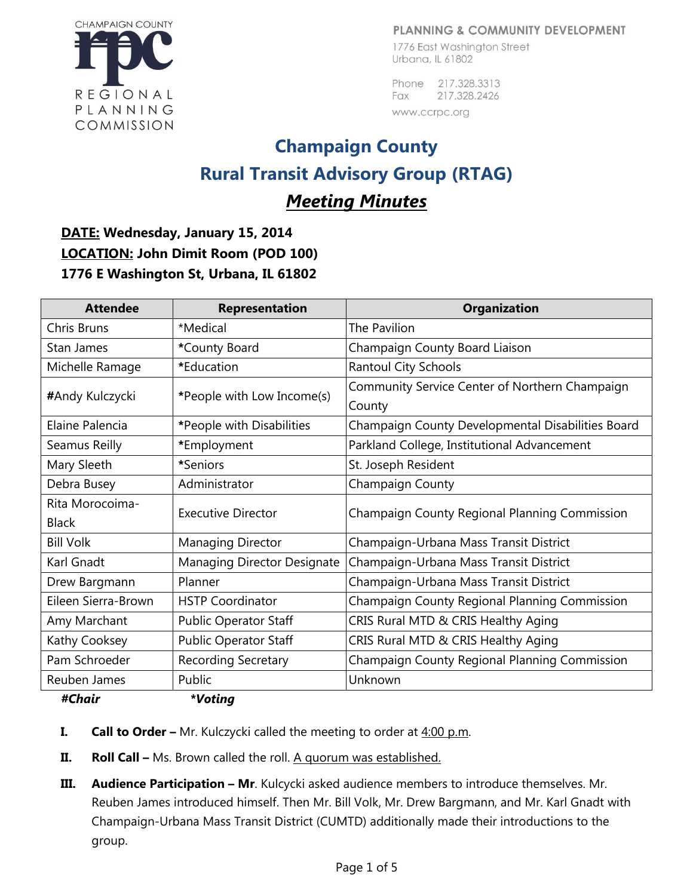CHAMPAIGN COUNTY
rpc
REGIONAL PLANNING COMMISSION

PLANNING & COMMUNITY DEVELOPMENT
1776 East Washington Street
Urbana, IL 61802

Phone 217.328.3313
Fax 217.328.2426
www.ccrpc.org

# Champaign County
# Rural Transit Advisory Group (RTAG)
## ***Meeting Minutes***

**DATE: Wednesday, January 15, 2014**
**LOCATION: John Dimit Room (POD 100)**
**1776 E Washington St, Urbana, IL 61802**

| Attendee | Representation | Organization |
|---|---|---|
| Chris Bruns | *Medical | The Pavilion |
| Stan James | *County Board | Champaign County Board Liaison |
| Michelle Ramage | *Education | Rantoul City Schools |
| #Andy Kulczycki | *People with Low Income(s) | Community Service Center of Northern Champaign County |
| Elaine Palencia | *People with Disabilities | Champaign County Developmental Disabilities Board |
| Seamus Reilly | *Employment | Parkland College, Institutional Advancement |
| Mary Sleeth | *Seniors | St. Joseph Resident |
| Debra Busey | Administrator | Champaign County |
| Rita Morocoima-Black | Executive Director | Champaign County Regional Planning Commission |
| Bill Volk | Managing Director | Champaign-Urbana Mass Transit District |
| Karl Gnadt | Managing Director Designate | Champaign-Urbana Mass Transit District |
| Drew Bargmann | Planner | Champaign-Urbana Mass Transit District |
| Eileen Sierra-Brown | HSTP Coordinator | Champaign County Regional Planning Commission |
| Amy Marchant | Public Operator Staff | CRIS Rural MTD & CRIS Healthy Aging |
| Kathy Cooksey | Public Operator Staff | CRIS Rural MTD & CRIS Healthy Aging |
| Pam Schroeder | Recording Secretary | Champaign County Regional Planning Commission |
| Reuben James | Public | Unknown |

***#Chair*** ***\*Voting***

I. **Call to Order –** Mr. Kulczycki called the meeting to order at 4:00 p.m.

II. **Roll Call –** Ms. Brown called the roll. A quorum was established.

III. **Audience Participation – Mr**. Kulcycki asked audience members to introduce themselves. Mr. Reuben James introduced himself. Then Mr. Bill Volk, Mr. Drew Bargmann, and Mr. Karl Gnadt with Champaign-Urbana Mass Transit District (CUMTD) additionally made their introductions to the group.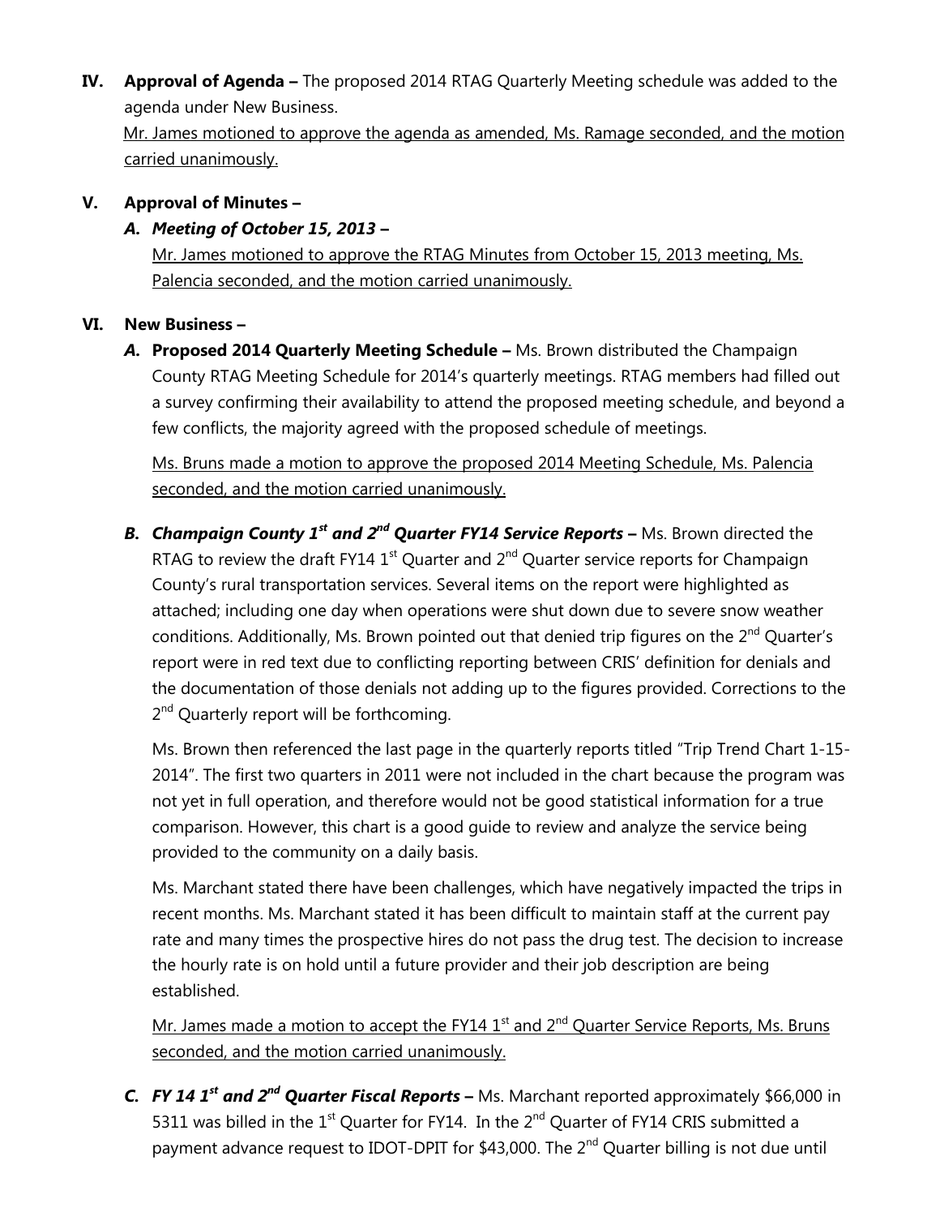**IV. Approval of Agenda –** The proposed 2014 RTAG Quarterly Meeting schedule was added to the agenda under New Business.

<u>Mr. James motioned to approve the agenda as amended, Ms. Ramage seconded, and the motion carried unanimously.</u>

**V. Approval of Minutes –**

***A. Meeting of October 15, 2013 –***

<u>Mr. James motioned to approve the RTAG Minutes from October 15, 2013 meeting, Ms. Palencia seconded, and the motion carried unanimously.</u>

**VI. New Business –**

***A.*** **Proposed 2014 Quarterly Meeting Schedule –** Ms. Brown distributed the Champaign County RTAG Meeting Schedule for 2014's quarterly meetings. RTAG members had filled out a survey confirming their availability to attend the proposed meeting schedule, and beyond a few conflicts, the majority agreed with the proposed schedule of meetings.

<u>Ms. Bruns made a motion to approve the proposed 2014 Meeting Schedule, Ms. Palencia seconded, and the motion carried unanimously.</u>

***B. Champaign County 1st and 2nd Quarter FY14 Service Reports –*** Ms. Brown directed the RTAG to review the draft FY14 1st Quarter and 2nd Quarter service reports for Champaign County's rural transportation services. Several items on the report were highlighted as attached; including one day when operations were shut down due to severe snow weather conditions. Additionally, Ms. Brown pointed out that denied trip figures on the 2nd Quarter's report were in red text due to conflicting reporting between CRIS' definition for denials and the documentation of those denials not adding up to the figures provided. Corrections to the 2nd Quarterly report will be forthcoming.

Ms. Brown then referenced the last page in the quarterly reports titled "Trip Trend Chart 1-15-2014". The first two quarters in 2011 were not included in the chart because the program was not yet in full operation, and therefore would not be good statistical information for a true comparison. However, this chart is a good guide to review and analyze the service being provided to the community on a daily basis.

Ms. Marchant stated there have been challenges, which have negatively impacted the trips in recent months. Ms. Marchant stated it has been difficult to maintain staff at the current pay rate and many times the prospective hires do not pass the drug test. The decision to increase the hourly rate is on hold until a future provider and their job description are being established.

<u>Mr. James made a motion to accept the FY14 1st and 2nd Quarter Service Reports, Ms. Bruns seconded, and the motion carried unanimously.</u>

***C. FY 14 1st and 2nd Quarter Fiscal Reports –*** Ms. Marchant reported approximately $66,000 in 5311 was billed in the 1st Quarter for FY14. In the 2nd Quarter of FY14 CRIS submitted a payment advance request to IDOT-DPIT for $43,000. The 2nd Quarter billing is not due until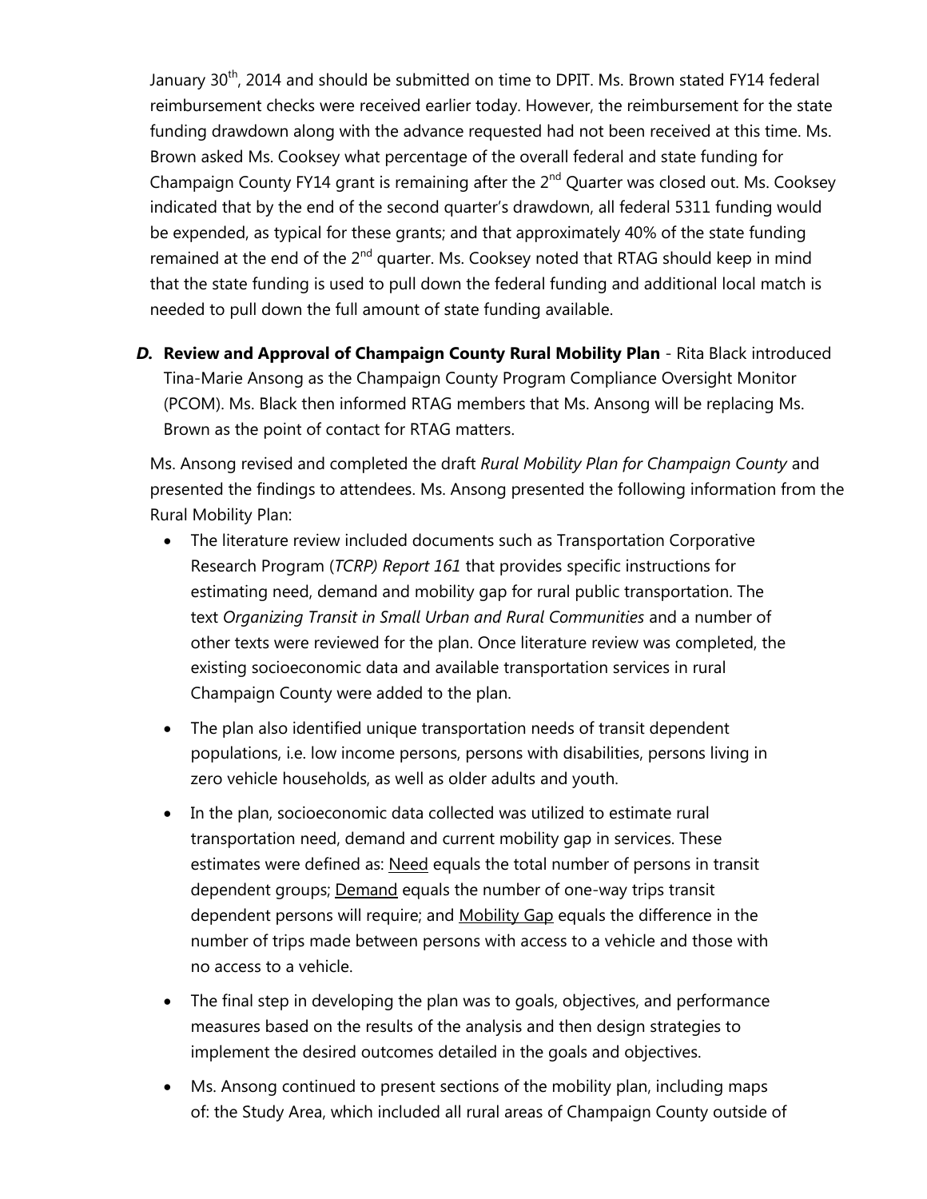January 30th, 2014 and should be submitted on time to DPIT. Ms. Brown stated FY14 federal reimbursement checks were received earlier today. However, the reimbursement for the state funding drawdown along with the advance requested had not been received at this time. Ms. Brown asked Ms. Cooksey what percentage of the overall federal and state funding for Champaign County FY14 grant is remaining after the 2nd Quarter was closed out. Ms. Cooksey indicated that by the end of the second quarter's drawdown, all federal 5311 funding would be expended, as typical for these grants; and that approximately 40% of the state funding remained at the end of the 2nd quarter. Ms. Cooksey noted that RTAG should keep in mind that the state funding is used to pull down the federal funding and additional local match is needed to pull down the full amount of state funding available.

***D.*** **Review and Approval of Champaign County Rural Mobility Plan** - Rita Black introduced Tina-Marie Ansong as the Champaign County Program Compliance Oversight Monitor (PCOM). Ms. Black then informed RTAG members that Ms. Ansong will be replacing Ms. Brown as the point of contact for RTAG matters.

Ms. Ansong revised and completed the draft *Rural Mobility Plan for Champaign County* and presented the findings to attendees. Ms. Ansong presented the following information from the Rural Mobility Plan:

- The literature review included documents such as Transportation Corporative Research Program (*TCRP) Report 161* that provides specific instructions for estimating need, demand and mobility gap for rural public transportation. The text *Organizing Transit in Small Urban and Rural Communities* and a number of other texts were reviewed for the plan. Once literature review was completed, the existing socioeconomic data and available transportation services in rural Champaign County were added to the plan.
- The plan also identified unique transportation needs of transit dependent populations, i.e. low income persons, persons with disabilities, persons living in zero vehicle households, as well as older adults and youth.
- In the plan, socioeconomic data collected was utilized to estimate rural transportation need, demand and current mobility gap in services. These estimates were defined as: <u>Need</u> equals the total number of persons in transit dependent groups; <u>Demand</u> equals the number of one-way trips transit dependent persons will require; and <u>Mobility Gap</u> equals the difference in the number of trips made between persons with access to a vehicle and those with no access to a vehicle.
- The final step in developing the plan was to goals, objectives, and performance measures based on the results of the analysis and then design strategies to implement the desired outcomes detailed in the goals and objectives.
- Ms. Ansong continued to present sections of the mobility plan, including maps of: the Study Area, which included all rural areas of Champaign County outside of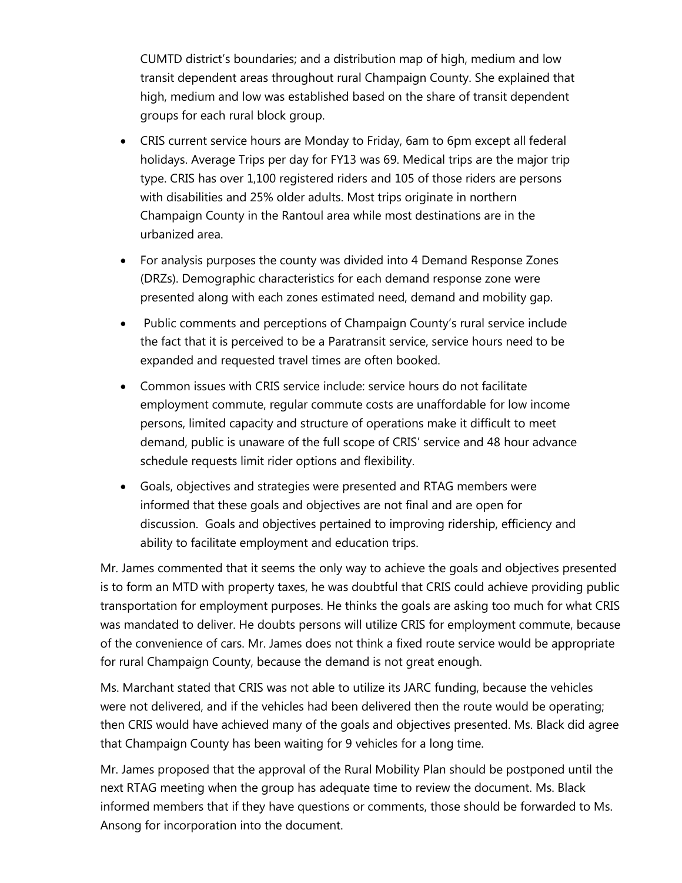CUMTD district's boundaries; and a distribution map of high, medium and low transit dependent areas throughout rural Champaign County. She explained that high, medium and low was established based on the share of transit dependent groups for each rural block group.

- CRIS current service hours are Monday to Friday, 6am to 6pm except all federal holidays. Average Trips per day for FY13 was 69. Medical trips are the major trip type. CRIS has over 1,100 registered riders and 105 of those riders are persons with disabilities and 25% older adults. Most trips originate in northern Champaign County in the Rantoul area while most destinations are in the urbanized area.
- For analysis purposes the county was divided into 4 Demand Response Zones (DRZs). Demographic characteristics for each demand response zone were presented along with each zones estimated need, demand and mobility gap.
- Public comments and perceptions of Champaign County's rural service include the fact that it is perceived to be a Paratransit service, service hours need to be expanded and requested travel times are often booked.
- Common issues with CRIS service include: service hours do not facilitate employment commute, regular commute costs are unaffordable for low income persons, limited capacity and structure of operations make it difficult to meet demand, public is unaware of the full scope of CRIS' service and 48 hour advance schedule requests limit rider options and flexibility.
- Goals, objectives and strategies were presented and RTAG members were informed that these goals and objectives are not final and are open for discussion. Goals and objectives pertained to improving ridership, efficiency and ability to facilitate employment and education trips.

Mr. James commented that it seems the only way to achieve the goals and objectives presented is to form an MTD with property taxes, he was doubtful that CRIS could achieve providing public transportation for employment purposes. He thinks the goals are asking too much for what CRIS was mandated to deliver. He doubts persons will utilize CRIS for employment commute, because of the convenience of cars. Mr. James does not think a fixed route service would be appropriate for rural Champaign County, because the demand is not great enough.

Ms. Marchant stated that CRIS was not able to utilize its JARC funding, because the vehicles were not delivered, and if the vehicles had been delivered then the route would be operating; then CRIS would have achieved many of the goals and objectives presented. Ms. Black did agree that Champaign County has been waiting for 9 vehicles for a long time.

Mr. James proposed that the approval of the Rural Mobility Plan should be postponed until the next RTAG meeting when the group has adequate time to review the document. Ms. Black informed members that if they have questions or comments, those should be forwarded to Ms. Ansong for incorporation into the document.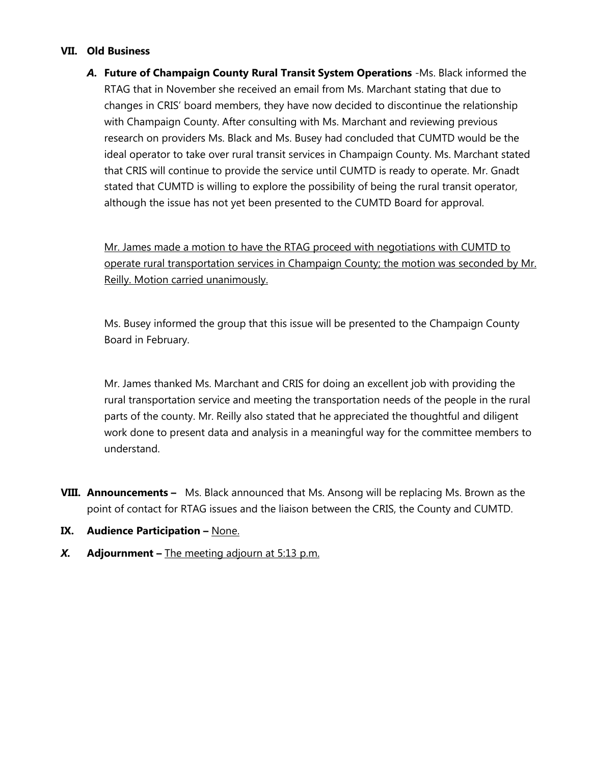## VII. Old Business

***A.*** **Future of Champaign County Rural Transit System Operations** -Ms. Black informed the RTAG that in November she received an email from Ms. Marchant stating that due to changes in CRIS' board members, they have now decided to discontinue the relationship with Champaign County. After consulting with Ms. Marchant and reviewing previous research on providers Ms. Black and Ms. Busey had concluded that CUMTD would be the ideal operator to take over rural transit services in Champaign County. Ms. Marchant stated that CRIS will continue to provide the service until CUMTD is ready to operate. Mr. Gnadt stated that CUMTD is willing to explore the possibility of being the rural transit operator, although the issue has not yet been presented to the CUMTD Board for approval.

Mr. James made a motion to have the RTAG proceed with negotiations with CUMTD to operate rural transportation services in Champaign County; the motion was seconded by Mr. Reilly. Motion carried unanimously.

Ms. Busey informed the group that this issue will be presented to the Champaign County Board in February.

Mr. James thanked Ms. Marchant and CRIS for doing an excellent job with providing the rural transportation service and meeting the transportation needs of the people in the rural parts of the county. Mr. Reilly also stated that he appreciated the thoughtful and diligent work done to present data and analysis in a meaningful way for the committee members to understand.

## VIII. Announcements –

Ms. Black announced that Ms. Ansong will be replacing Ms. Brown as the point of contact for RTAG issues and the liaison between the CRIS, the County and CUMTD.

## IX. Audience Participation – None.

## *X.* Adjournment – The meeting adjourn at 5:13 p.m.